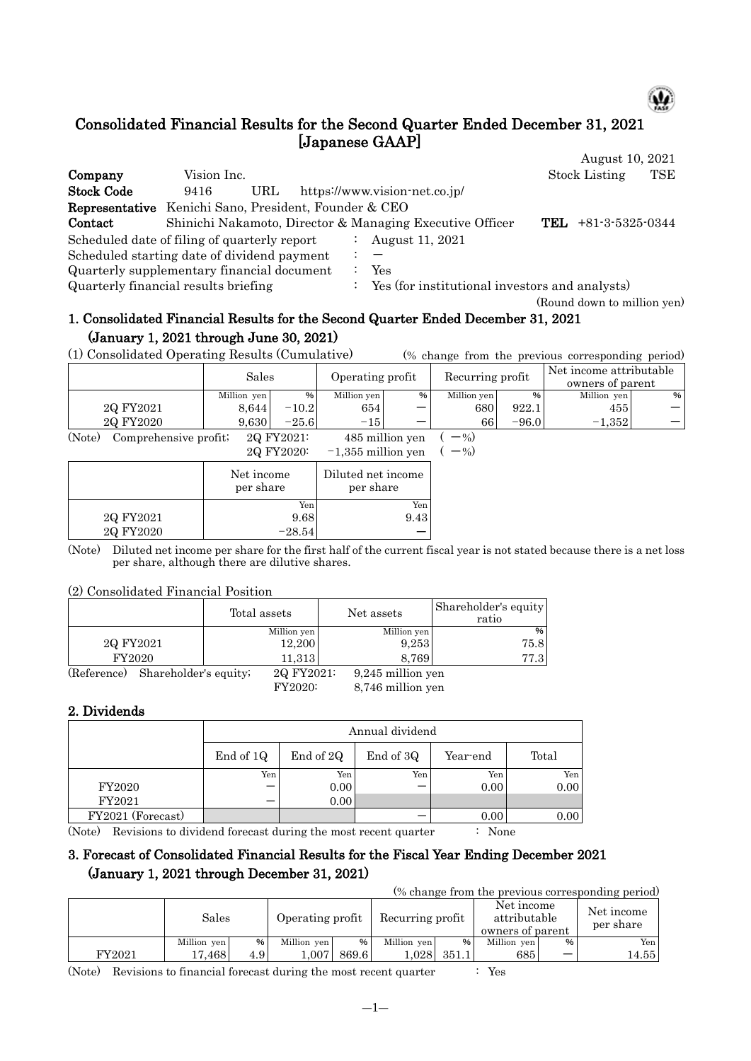# Consolidated Financial Results for the Second Quarter Ended December 31, 2021 [Japanese GAAP]

August 10, 2021

| | | |
|---|---|---|
| **Company** | Vision Inc. | Stock Listing TSE |
| **Stock Code** | 9416 URL https://www.vision-net.co.jp/ | |
| **Representative** | Kenichi Sano, President, Founder & CEO | |
| **Contact** | Shinichi Nakamoto, Director & Managing Executive Officer | **TEL** +81-3-5325-0344 |

Scheduled date of filing of quarterly report : August 11, 2021
Scheduled starting date of dividend payment : —
Quarterly supplementary financial document : Yes
Quarterly financial results briefing : Yes (for institutional investors and analysts)

(Round down to million yen)

## 1. Consolidated Financial Results for the Second Quarter Ended December 31, 2021 (January 1, 2021 through June 30, 2021)

(1) Consolidated Operating Results (Cumulative) (% change from the previous corresponding period)

| | Sales | | Operating profit | | Recurring profit | | Net income attributable owners of parent | |
|---|---|---|---|---|---|---|---|---|
| | Million yen | % | Million yen | % | Million yen | % | Million yen | % |
| 2Q FY2021 | 8,644 | −10.2 | 654 | — | 680 | 922.1 | 455 | — |
| 2Q FY2020 | 9,630 | −25.6 | −15 | — | 66 | −96.0 | −1,352 | — |

(Note) Comprehensive profit; 2Q FY2021: 485 million yen ( —%)
2Q FY2020: −1,355 million yen ( —%)

| | Net income per share | Diluted net income per share |
|---|---|---|
| | Yen | Yen |
| 2Q FY2021 | 9.68 | 9.43 |
| 2Q FY2020 | −28.54 | — |

(Note) Diluted net income per share for the first half of the current fiscal year is not stated because there is a net loss per share, although there are dilutive shares.

(2) Consolidated Financial Position

| | Total assets | Net assets | Shareholder's equity ratio |
|---|---|---|---|
| | Million yen | Million yen | % |
| 2Q FY2021 | 12,200 | 9,253 | 75.8 |
| FY2020 | 11,313 | 8,769 | 77.3 |

(Reference) Shareholder's equity; 2Q FY2021: 9,245 million yen
FY2020: 8,746 million yen

## 2. Dividends

| | Annual dividend | | | | |
|---|---|---|---|---|---|
| | End of 1Q | End of 2Q | End of 3Q | Year-end | Total |
| | Yen | Yen | Yen | Yen | Yen |
| FY2020 | — | 0.00 | — | 0.00 | 0.00 |
| FY2021 | — | 0.00 | | | |
| FY2021 (Forecast) | | | — | 0.00 | 0.00 |

(Note) Revisions to dividend forecast during the most recent quarter : None

## 3. Forecast of Consolidated Financial Results for the Fiscal Year Ending December 2021 (January 1, 2021 through December 31, 2021)

(% change from the previous corresponding period)

| | Sales | | Operating profit | | Recurring profit | | Net income attributable owners of parent | | Net income per share |
|---|---|---|---|---|---|---|---|---|---|
| | Million yen | % | Million yen | % | Million yen | % | Million yen | % | Yen |
| FY2021 | 17,468 | 4.9 | 1,007 | 869.6 | 1,028 | 351.1 | 685 | — | 14.55 |

(Note) Revisions to financial forecast during the most recent quarter : Yes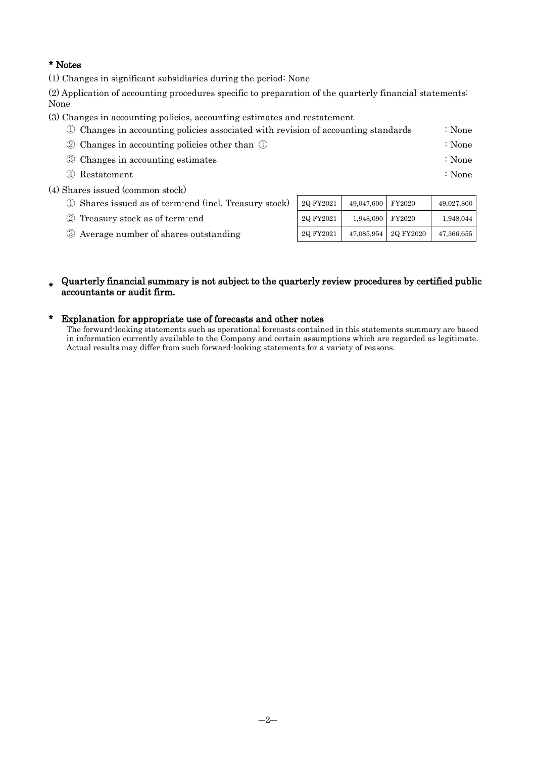**\* Notes**

(1) Changes in significant subsidiaries during the period: None

(2) Application of accounting procedures specific to preparation of the quarterly financial statements: None

(3) Changes in accounting policies, accounting estimates and restatement

① Changes in accounting policies associated with revision of accounting standards : None

② Changes in accounting policies other than ① : None

③ Changes in accounting estimates : None

④ Restatement : None

(4) Shares issued (common stock)

| | | | | |
|---|---|---|---|---|
| ① Shares issued as of term-end (incl. Treasury stock) | 2Q FY2021 | 49,047,600 | FY2020 | 49,027,800 |
| ② Treasury stock as of term-end | 2Q FY2021 | 1,948,090 | FY2020 | 1,948,044 |
| ③ Average number of shares outstanding | 2Q FY2021 | 47,085,954 | 2Q FY2020 | 47,366,655 |

**\* Quarterly financial summary is not subject to the quarterly review procedures by certified public accountants or audit firm.**

**\* Explanation for appropriate use of forecasts and other notes**

The forward-looking statements such as operational forecasts contained in this statements summary are based in information currently available to the Company and certain assumptions which are regarded as legitimate. Actual results may differ from such forward-looking statements for a variety of reasons.